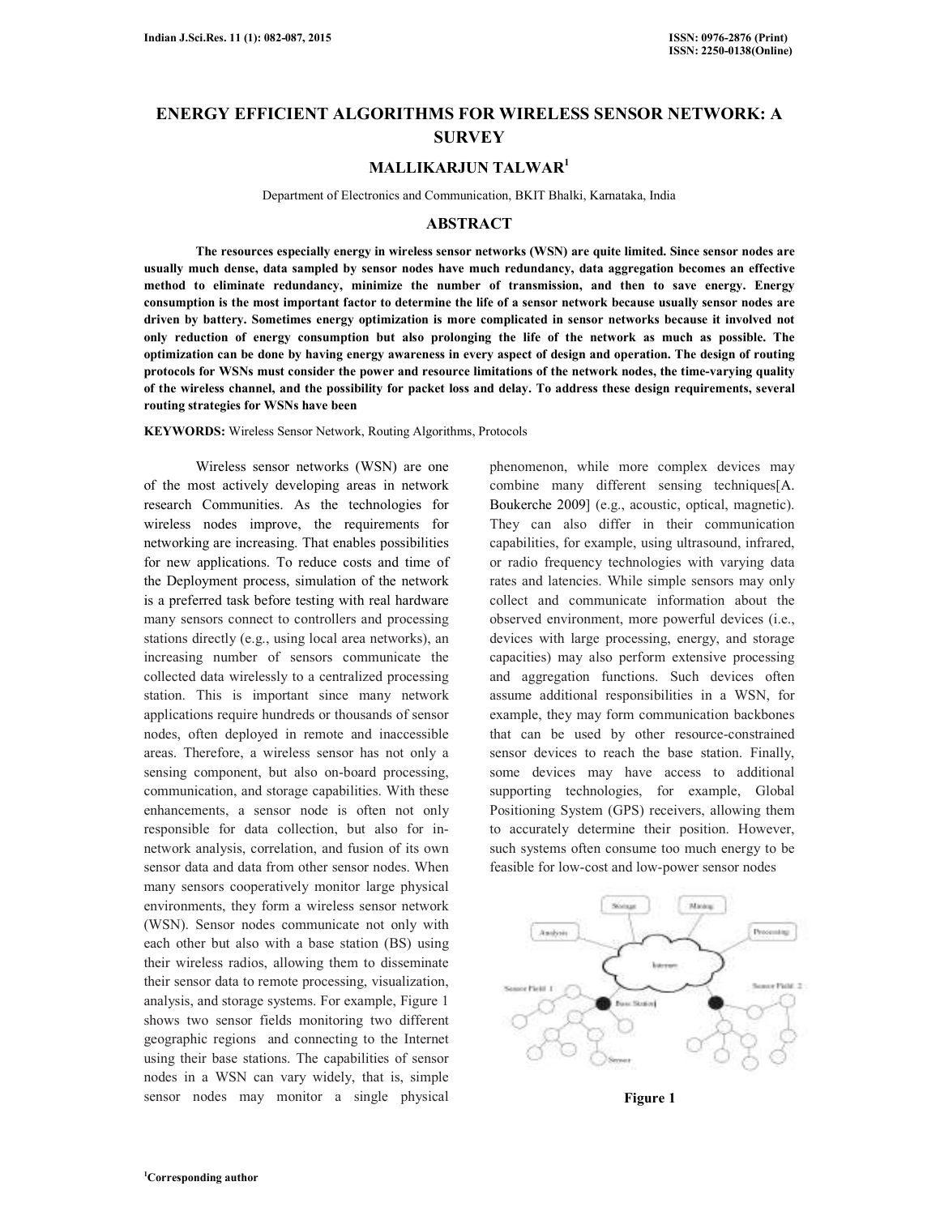# ENERGY EFFICIENT ALGORITHMS FOR WIRELESS SENSOR NETWORK: A SURVEY

## MALLIKARJUN TALWAR[1]

Department of Electronics and Communication, BKIT Bhalki, Karnataka, India

## ABSTRACT

**The resources especially energy in wireless sensor networks (WSN) are quite limited. Since sensor nodes are usually much dense, data sampled by sensor nodes have much redundancy, data aggregation becomes an effective method to eliminate redundancy, minimize the number of transmission, and then to save energy. Energy consumption is the most important factor to determine the life of a sensor network because usually sensor nodes are driven by battery. Sometimes energy optimization is more complicated in sensor networks because it involved not only reduction of energy consumption but also prolonging the life of the network as much as possible. The optimization can be done by having energy awareness in every aspect of design and operation. The design of routing protocols for WSNs must consider the power and resource limitations of the network nodes, the time-varying quality of the wireless channel, and the possibility for packet loss and delay. To address these design requirements, several routing strategies for WSNs have been**

**KEYWORDS:** Wireless Sensor Network, Routing Algorithms, Protocols

Wireless sensor networks (WSN) are one of the most actively developing areas in network research Communities. As the technologies for wireless nodes improve, the requirements for networking are increasing. That enables possibilities for new applications. To reduce costs and time of the Deployment process, simulation of the network is a preferred task before testing with real hardware many sensors connect to controllers and processing stations directly (e.g., using local area networks), an increasing number of sensors communicate the collected data wirelessly to a centralized processing station. This is important since many network applications require hundreds or thousands of sensor nodes, often deployed in remote and inaccessible areas. Therefore, a wireless sensor has not only a sensing component, but also on-board processing, communication, and storage capabilities. With these enhancements, a sensor node is often not only responsible for data collection, but also for in-network analysis, correlation, and fusion of its own sensor data and data from other sensor nodes. When many sensors cooperatively monitor large physical environments, they form a wireless sensor network (WSN). Sensor nodes communicate not only with each other but also with a base station (BS) using their wireless radios, allowing them to disseminate their sensor data to remote processing, visualization, analysis, and storage systems. For example, Figure 1 shows two sensor fields monitoring two different geographic regions and connecting to the Internet using their base stations. The capabilities of sensor nodes in a WSN can vary widely, that is, simple sensor nodes may monitor a single physical phenomenon, while more complex devices may combine many different sensing techniques[A. Boukerche 2009] (e.g., acoustic, optical, magnetic). They can also differ in their communication capabilities, for example, using ultrasound, infrared, or radio frequency technologies with varying data rates and latencies. While simple sensors may only collect and communicate information about the observed environment, more powerful devices (i.e., devices with large processing, energy, and storage capacities) may also perform extensive processing and aggregation functions. Such devices often assume additional responsibilities in a WSN, for example, they may form communication backbones that can be used by other resource-constrained sensor devices to reach the base station. Finally, some devices may have access to additional supporting technologies, for example, Global Positioning System (GPS) receivers, allowing them to accurately determine their position. However, such systems often consume too much energy to be feasible for low-cost and low-power sensor nodes

**Figure 1**

[1]Corresponding author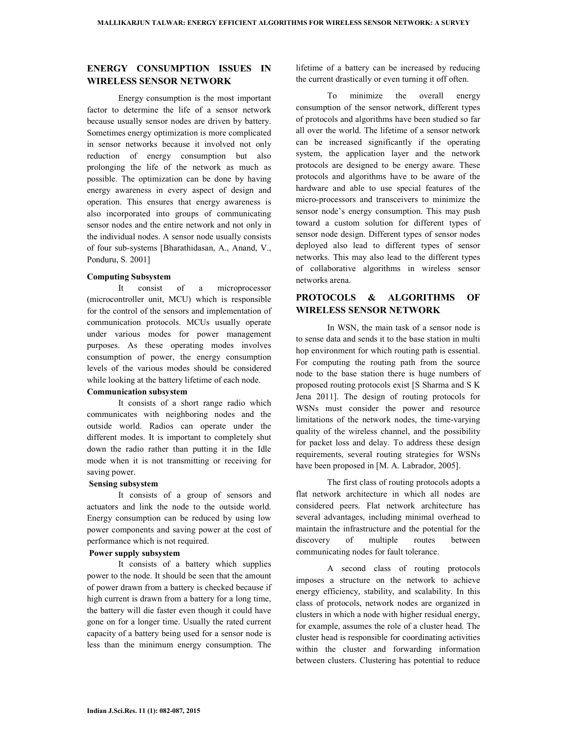## ENERGY CONSUMPTION ISSUES IN WIRELESS SENSOR NETWORK

Energy consumption is the most important factor to determine the life of a sensor network because usually sensor nodes are driven by battery. Sometimes energy optimization is more complicated in sensor networks because it involved not only reduction of energy consumption but also prolonging the life of the network as much as possible. The optimization can be done by having energy awareness in every aspect of design and operation. This ensures that energy awareness is also incorporated into groups of communicating sensor nodes and the entire network and not only in the individual nodes. A sensor node usually consists of four sub-systems [Bharathidasan, A., Anand, V., Ponduru, S. 2001]

### Computing Subsystem

It consist of a microprocessor (microcontroller unit, MCU) which is responsible for the control of the sensors and implementation of communication protocols. MCUs usually operate under various modes for power management purposes. As these operating modes involves consumption of power, the energy consumption levels of the various modes should be considered while looking at the battery lifetime of each node.

### Communication subsystem

It consists of a short range radio which communicates with neighboring nodes and the outside world. Radios can operate under the different modes. It is important to completely shut down the radio rather than putting it in the Idle mode when it is not transmitting or receiving for saving power.

### Sensing subsystem

It consists of a group of sensors and actuators and link the node to the outside world. Energy consumption can be reduced by using low power components and saving power at the cost of performance which is not required.

### Power supply subsystem

It consists of a battery which supplies power to the node. It should be seen that the amount of power drawn from a battery is checked because if high current is drawn from a battery for a long time, the battery will die faster even though it could have gone on for a longer time. Usually the rated current capacity of a battery being used for a sensor node is less than the minimum energy consumption. The lifetime of a battery can be increased by reducing the current drastically or even turning it off often.

To minimize the overall energy consumption of the sensor network, different types of protocols and algorithms have been studied so far all over the world. The lifetime of a sensor network can be increased significantly if the operating system, the application layer and the network protocols are designed to be energy aware. These protocols and algorithms have to be aware of the hardware and able to use special features of the micro-processors and transceivers to minimize the sensor node's energy consumption. This may push toward a custom solution for different types of sensor node design. Different types of sensor nodes deployed also lead to different types of sensor networks. This may also lead to the different types of collaborative algorithms in wireless sensor networks arena.

## PROTOCOLS & ALGORITHMS OF WIRELESS SENSOR NETWORK

In WSN, the main task of a sensor node is to sense data and sends it to the base station in multi hop environment for which routing path is essential. For computing the routing path from the source node to the base station there is huge numbers of proposed routing protocols exist [S Sharma and S K Jena 2011]. The design of routing protocols for WSNs must consider the power and resource limitations of the network nodes, the time-varying quality of the wireless channel, and the possibility for packet loss and delay. To address these design requirements, several routing strategies for WSNs have been proposed in [M. A. Labrador, 2005].

The first class of routing protocols adopts a flat network architecture in which all nodes are considered peers. Flat network architecture has several advantages, including minimal overhead to maintain the infrastructure and the potential for the discovery of multiple routes between communicating nodes for fault tolerance.

A second class of routing protocols imposes a structure on the network to achieve energy efficiency, stability, and scalability. In this class of protocols, network nodes are organized in clusters in which a node with higher residual energy, for example, assumes the role of a cluster head. The cluster head is responsible for coordinating activities within the cluster and forwarding information between clusters. Clustering has potential to reduce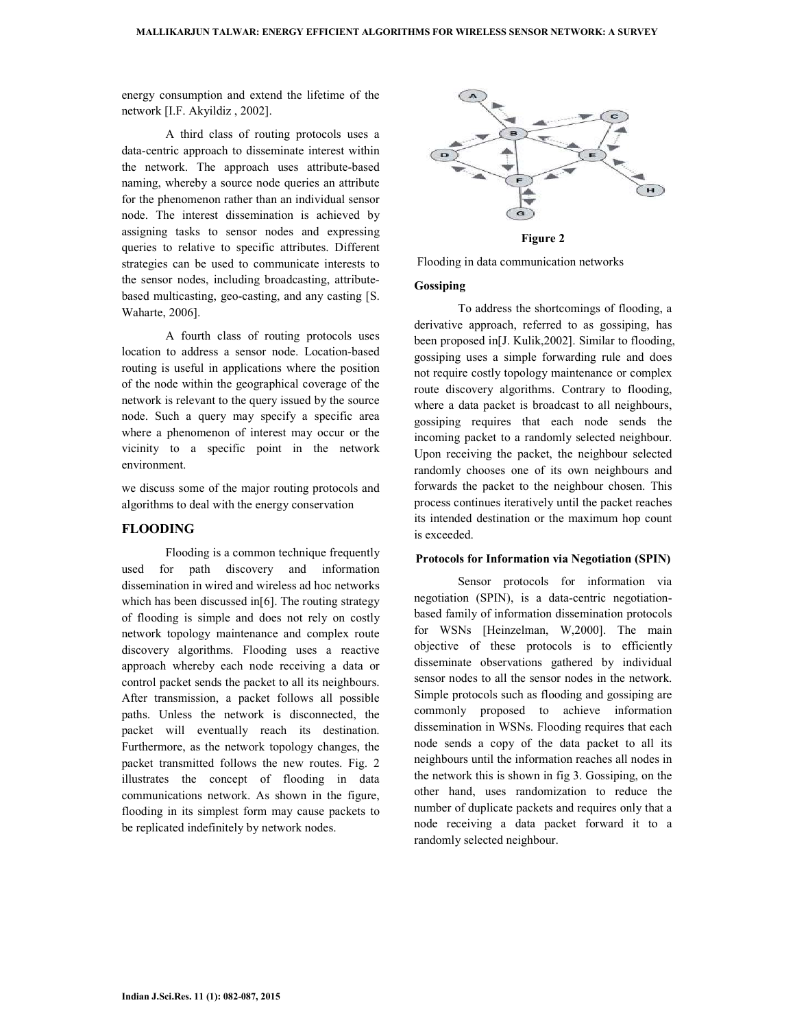energy consumption and extend the lifetime of the network [I.F. Akyildiz , 2002].

A third class of routing protocols uses a data-centric approach to disseminate interest within the network. The approach uses attribute-based naming, whereby a source node queries an attribute for the phenomenon rather than an individual sensor node. The interest dissemination is achieved by assigning tasks to sensor nodes and expressing queries to relative to specific attributes. Different strategies can be used to communicate interests to the sensor nodes, including broadcasting, attribute-based multicasting, geo-casting, and any casting [S. Waharte, 2006].

A fourth class of routing protocols uses location to address a sensor node. Location-based routing is useful in applications where the position of the node within the geographical coverage of the network is relevant to the query issued by the source node. Such a query may specify a specific area where a phenomenon of interest may occur or the vicinity to a specific point in the network environment.

we discuss some of the major routing protocols and algorithms to deal with the energy conservation

## FLOODING

Flooding is a common technique frequently used for path discovery and information dissemination in wired and wireless ad hoc networks which has been discussed in[6]. The routing strategy of flooding is simple and does not rely on costly network topology maintenance and complex route discovery algorithms. Flooding uses a reactive approach whereby each node receiving a data or control packet sends the packet to all its neighbours. After transmission, a packet follows all possible paths. Unless the network is disconnected, the packet will eventually reach its destination. Furthermore, as the network topology changes, the packet transmitted follows the new routes. Fig. 2 illustrates the concept of flooding in data communications network. As shown in the figure, flooding in its simplest form may cause packets to be replicated indefinitely by network nodes.

**Figure 2**

Flooding in data communication networks

### Gossiping

To address the shortcomings of flooding, a derivative approach, referred to as gossiping, has been proposed in[J. Kulik,2002]. Similar to flooding, gossiping uses a simple forwarding rule and does not require costly topology maintenance or complex route discovery algorithms. Contrary to flooding, where a data packet is broadcast to all neighbours, gossiping requires that each node sends the incoming packet to a randomly selected neighbour. Upon receiving the packet, the neighbour selected randomly chooses one of its own neighbours and forwards the packet to the neighbour chosen. This process continues iteratively until the packet reaches its intended destination or the maximum hop count is exceeded.

### Protocols for Information via Negotiation (SPIN)

Sensor protocols for information via negotiation (SPIN), is a data-centric negotiation-based family of information dissemination protocols for WSNs [Heinzelman, W,2000]. The main objective of these protocols is to efficiently disseminate observations gathered by individual sensor nodes to all the sensor nodes in the network. Simple protocols such as flooding and gossiping are commonly proposed to achieve information dissemination in WSNs. Flooding requires that each node sends a copy of the data packet to all its neighbours until the information reaches all nodes in the network this is shown in fig 3. Gossiping, on the other hand, uses randomization to reduce the number of duplicate packets and requires only that a node receiving a data packet forward it to a randomly selected neighbour.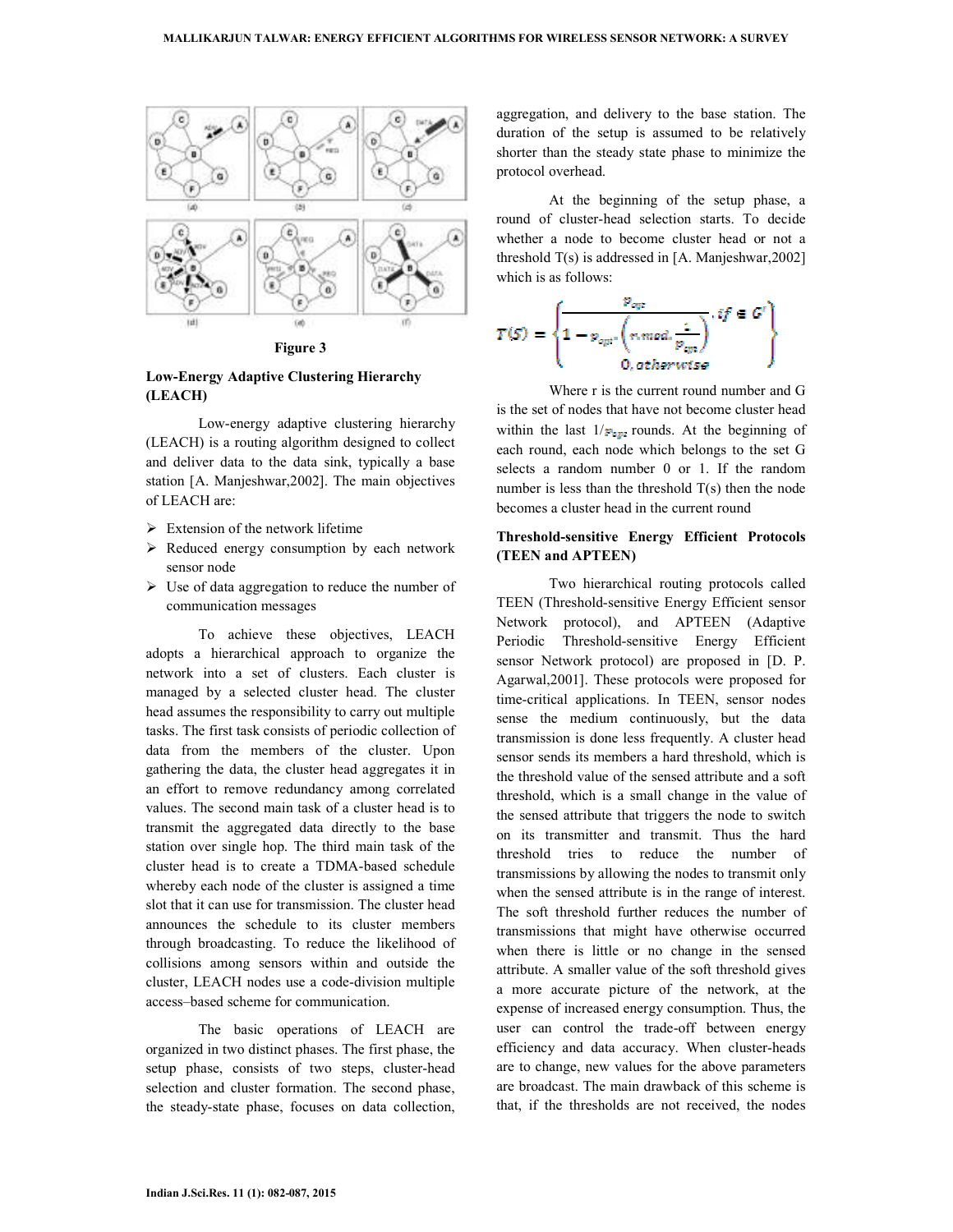Figure 3

### Low-Energy Adaptive Clustering Hierarchy (LEACH)

Low-energy adaptive clustering hierarchy (LEACH) is a routing algorithm designed to collect and deliver data to the data sink, typically a base station [A. Manjeshwar,2002]. The main objectives of LEACH are:

- Extension of the network lifetime
- Reduced energy consumption by each network sensor node
- Use of data aggregation to reduce the number of communication messages

To achieve these objectives, LEACH adopts a hierarchical approach to organize the network into a set of clusters. Each cluster is managed by a selected cluster head. The cluster head assumes the responsibility to carry out multiple tasks. The first task consists of periodic collection of data from the members of the cluster. Upon gathering the data, the cluster head aggregates it in an effort to remove redundancy among correlated values. The second main task of a cluster head is to transmit the aggregated data directly to the base station over single hop. The third main task of the cluster head is to create a TDMA-based schedule whereby each node of the cluster is assigned a time slot that it can use for transmission. The cluster head announces the schedule to its cluster members through broadcasting. To reduce the likelihood of collisions among sensors within and outside the cluster, LEACH nodes use a code-division multiple access–based scheme for communication.

The basic operations of LEACH are organized in two distinct phases. The first phase, the setup phase, consists of two steps, cluster-head selection and cluster formation. The second phase, the steady-state phase, focuses on data collection, aggregation, and delivery to the base station. The duration of the setup is assumed to be relatively shorter than the steady state phase to minimize the protocol overhead.

At the beginning of the setup phase, a round of cluster-head selection starts. To decide whether a node to become cluster head or not a threshold T(s) is addressed in [A. Manjeshwar,2002] which is as follows:

$$T(S) = \begin{cases} \dfrac{P_{opt}}{1 - P_{opt} \cdot \left( r \bmod \dfrac{1}{P_{opt}} \right)}, & if \in G' \\ 0, & otherwise \end{cases}$$

Where r is the current round number and G is the set of nodes that have not become cluster head within the last $1/P_{opt}$ rounds. At the beginning of each round, each node which belongs to the set G selects a random number 0 or 1. If the random number is less than the threshold T(s) then the node becomes a cluster head in the current round

### Threshold-sensitive Energy Efficient Protocols (TEEN and APTEEN)

Two hierarchical routing protocols called TEEN (Threshold-sensitive Energy Efficient sensor Network protocol), and APTEEN (Adaptive Periodic Threshold-sensitive Energy Efficient sensor Network protocol) are proposed in [D. P. Agarwal,2001]. These protocols were proposed for time-critical applications. In TEEN, sensor nodes sense the medium continuously, but the data transmission is done less frequently. A cluster head sensor sends its members a hard threshold, which is the threshold value of the sensed attribute and a soft threshold, which is a small change in the value of the sensed attribute that triggers the node to switch on its transmitter and transmit. Thus the hard threshold tries to reduce the number of transmissions by allowing the nodes to transmit only when the sensed attribute is in the range of interest. The soft threshold further reduces the number of transmissions that might have otherwise occurred when there is little or no change in the sensed attribute. A smaller value of the soft threshold gives a more accurate picture of the network, at the expense of increased energy consumption. Thus, the user can control the trade-off between energy efficiency and data accuracy. When cluster-heads are to change, new values for the above parameters are broadcast. The main drawback of this scheme is that, if the thresholds are not received, the nodes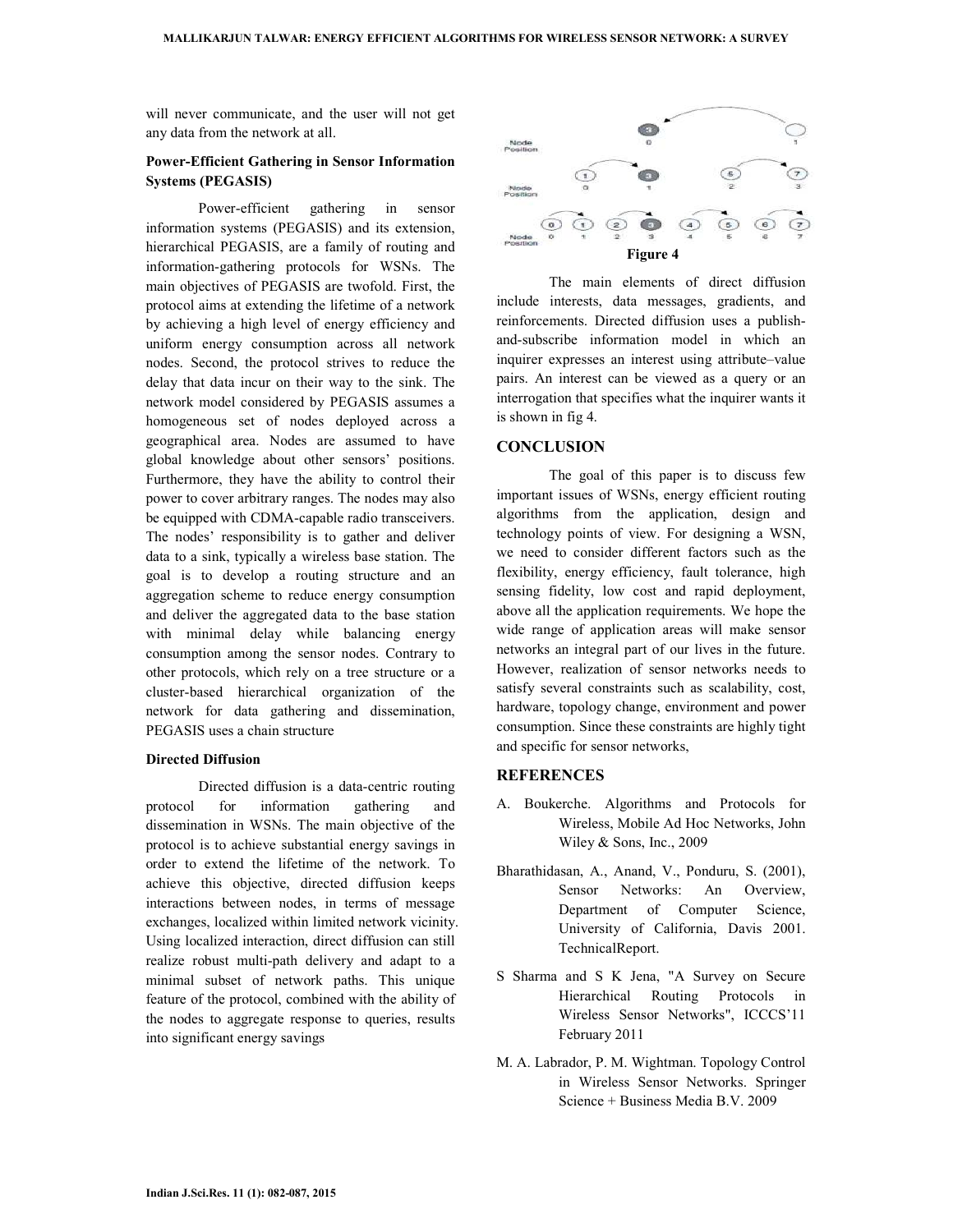will never communicate, and the user will not get any data from the network at all.

### Power-Efficient Gathering in Sensor Information Systems (PEGASIS)

Power-efficient gathering in sensor information systems (PEGASIS) and its extension, hierarchical PEGASIS, are a family of routing and information-gathering protocols for WSNs. The main objectives of PEGASIS are twofold. First, the protocol aims at extending the lifetime of a network by achieving a high level of energy efficiency and uniform energy consumption across all network nodes. Second, the protocol strives to reduce the delay that data incur on their way to the sink. The network model considered by PEGASIS assumes a homogeneous set of nodes deployed across a geographical area. Nodes are assumed to have global knowledge about other sensors' positions. Furthermore, they have the ability to control their power to cover arbitrary ranges. The nodes may also be equipped with CDMA-capable radio transceivers. The nodes' responsibility is to gather and deliver data to a sink, typically a wireless base station. The goal is to develop a routing structure and an aggregation scheme to reduce energy consumption and deliver the aggregated data to the base station with minimal delay while balancing energy consumption among the sensor nodes. Contrary to other protocols, which rely on a tree structure or a cluster-based hierarchical organization of the network for data gathering and dissemination, PEGASIS uses a chain structure

### Directed Diffusion

Directed diffusion is a data-centric routing protocol for information gathering and dissemination in WSNs. The main objective of the protocol is to achieve substantial energy savings in order to extend the lifetime of the network. To achieve this objective, directed diffusion keeps interactions between nodes, in terms of message exchanges, localized within limited network vicinity. Using localized interaction, direct diffusion can still realize robust multi-path delivery and adapt to a minimal subset of network paths. This unique feature of the protocol, combined with the ability of the nodes to aggregate response to queries, results into significant energy savings

Node Position
3 1
0 1

Node Position
1 3 5 7
0 1 2 3

Node Position
0 1 2 3 4 5 6 7
0 1 2 3 4 5 6 7

**Figure 4**

The main elements of direct diffusion include interests, data messages, gradients, and reinforcements. Directed diffusion uses a publish-and-subscribe information model in which an inquirer expresses an interest using attribute–value pairs. An interest can be viewed as a query or an interrogation that specifies what the inquirer wants it is shown in fig 4.

## CONCLUSION

The goal of this paper is to discuss few important issues of WSNs, energy efficient routing algorithms from the application, design and technology points of view. For designing a WSN, we need to consider different factors such as the flexibility, energy efficiency, fault tolerance, high sensing fidelity, low cost and rapid deployment, above all the application requirements. We hope the wide range of application areas will make sensor networks an integral part of our lives in the future. However, realization of sensor networks needs to satisfy several constraints such as scalability, cost, hardware, topology change, environment and power consumption. Since these constraints are highly tight and specific for sensor networks,

## REFERENCES

A. Boukerche. Algorithms and Protocols for Wireless, Mobile Ad Hoc Networks, John Wiley & Sons, Inc., 2009

Bharathidasan, A., Anand, V., Ponduru, S. (2001), Sensor Networks: An Overview, Department of Computer Science, University of California, Davis 2001. TechnicalReport.

S Sharma and S K Jena, "A Survey on Secure Hierarchical Routing Protocols in Wireless Sensor Networks", ICCCS'11 February 2011

M. A. Labrador, P. M. Wightman. Topology Control in Wireless Sensor Networks. Springer Science + Business Media B.V. 2009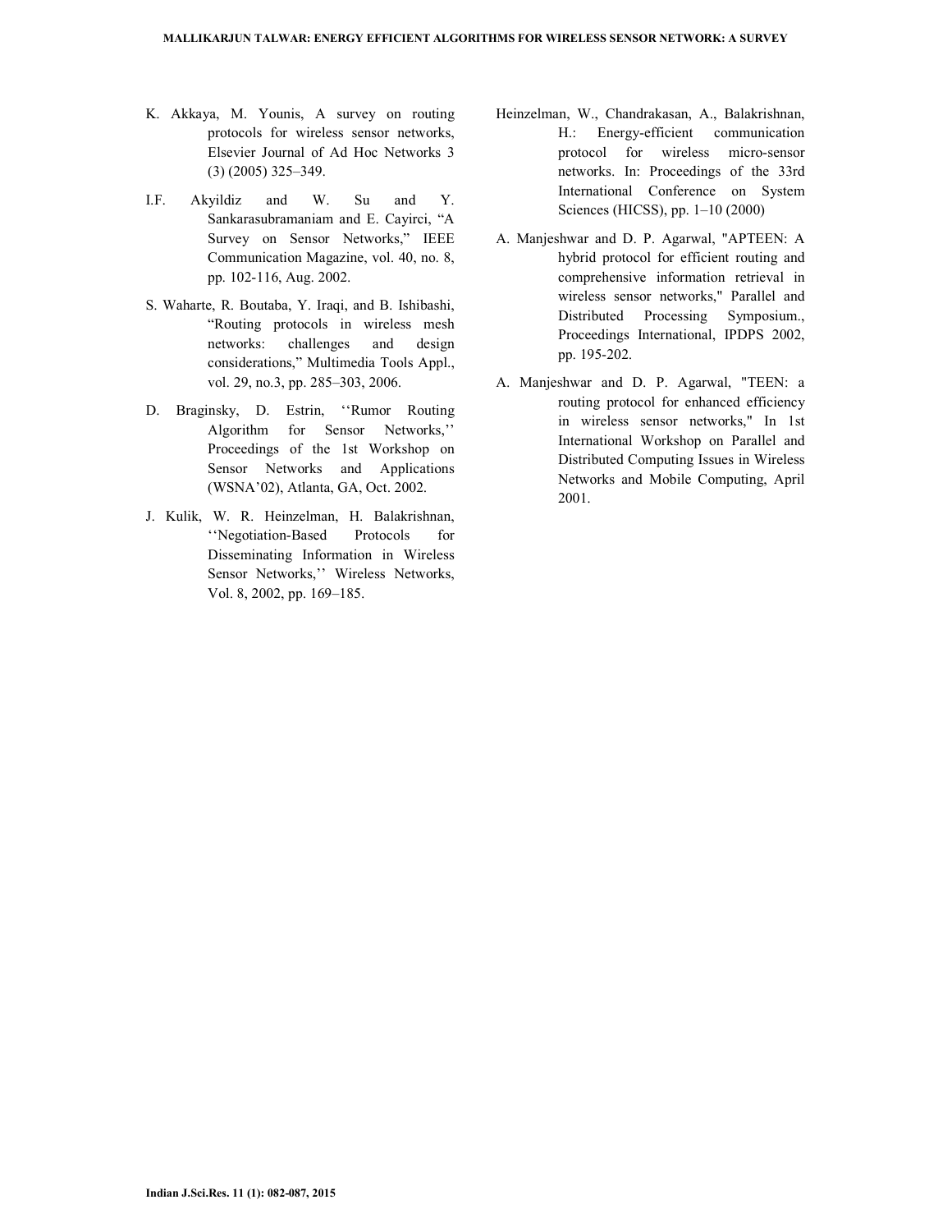K. Akkaya, M. Younis, A survey on routing protocols for wireless sensor networks, Elsevier Journal of Ad Hoc Networks 3 (3) (2005) 325–349.

I.F. Akyildiz and W. Su and Y. Sankarasubramaniam and E. Cayirci, “A Survey on Sensor Networks,” IEEE Communication Magazine, vol. 40, no. 8, pp. 102-116, Aug. 2002.

S. Waharte, R. Boutaba, Y. Iraqi, and B. Ishibashi, “Routing protocols in wireless mesh networks: challenges and design considerations,” Multimedia Tools Appl., vol. 29, no.3, pp. 285–303, 2006.

D. Braginsky, D. Estrin, ‘‘Rumor Routing Algorithm for Sensor Networks,’’ Proceedings of the 1st Workshop on Sensor Networks and Applications (WSNA’02), Atlanta, GA, Oct. 2002.

J. Kulik, W. R. Heinzelman, H. Balakrishnan, ‘‘Negotiation-Based Protocols for Disseminating Information in Wireless Sensor Networks,’’ Wireless Networks, Vol. 8, 2002, pp. 169–185.

Heinzelman, W., Chandrakasan, A., Balakrishnan, H.: Energy-efficient communication protocol for wireless micro-sensor networks. In: Proceedings of the 33rd International Conference on System Sciences (HICSS), pp. 1–10 (2000)

A. Manjeshwar and D. P. Agarwal, "APTEEN: A hybrid protocol for efficient routing and comprehensive information retrieval in wireless sensor networks," Parallel and Distributed Processing Symposium., Proceedings International, IPDPS 2002, pp. 195-202.

A. Manjeshwar and D. P. Agarwal, "TEEN: a routing protocol for enhanced efficiency in wireless sensor networks," In 1st International Workshop on Parallel and Distributed Computing Issues in Wireless Networks and Mobile Computing, April 2001.